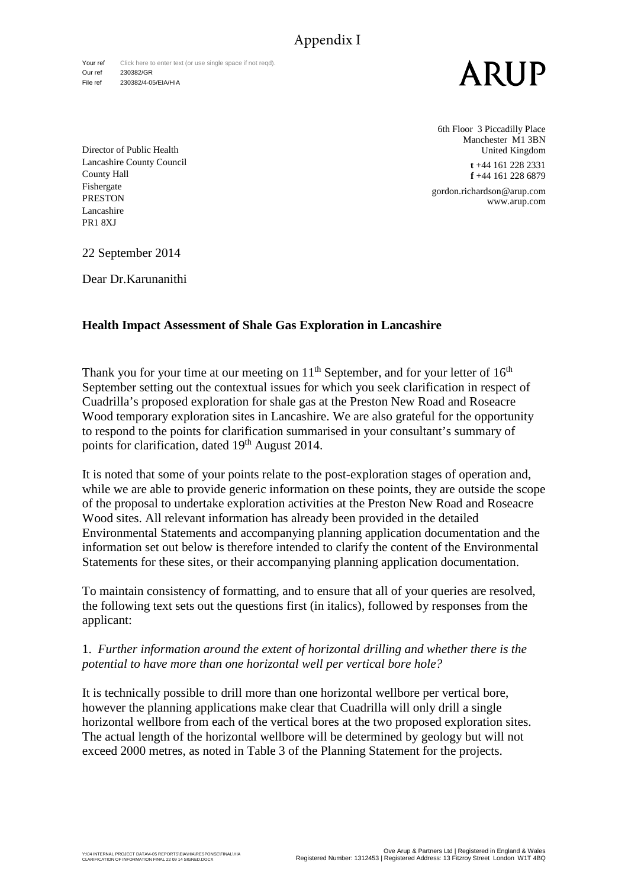Appendix I

Your ref Click here to enter text (or use single space if not reqd).
Our ref 230382/GR
File ref 230382/4-05/EIA/HIA

ARUP

6th Floor 3 Piccadilly Place
Manchester M1 3BN
United Kingdom

**t** +44 161 228 2331
**f** +44 161 228 6879

gordon.richardson@arup.com
www.arup.com

Director of Public Health
Lancashire County Council
County Hall
Fishergate
PRESTON
Lancashire
PR1 8XJ

22 September 2014

Dear Dr.Karunanithi

**Health Impact Assessment of Shale Gas Exploration in Lancashire**

Thank you for your time at our meeting on 11th September, and for your letter of 16th September setting out the contextual issues for which you seek clarification in respect of Cuadrilla's proposed exploration for shale gas at the Preston New Road and Roseacre Wood temporary exploration sites in Lancashire. We are also grateful for the opportunity to respond to the points for clarification summarised in your consultant's summary of points for clarification, dated 19th August 2014.

It is noted that some of your points relate to the post-exploration stages of operation and, while we are able to provide generic information on these points, they are outside the scope of the proposal to undertake exploration activities at the Preston New Road and Roseacre Wood sites. All relevant information has already been provided in the detailed Environmental Statements and accompanying planning application documentation and the information set out below is therefore intended to clarify the content of the Environmental Statements for these sites, or their accompanying planning application documentation.

To maintain consistency of formatting, and to ensure that all of your queries are resolved, the following text sets out the questions first (in italics), followed by responses from the applicant:

1. *Further information around the extent of horizontal drilling and whether there is the potential to have more than one horizontal well per vertical bore hole?*

It is technically possible to drill more than one horizontal wellbore per vertical bore, however the planning applications make clear that Cuadrilla will only drill a single horizontal wellbore from each of the vertical bores at the two proposed exploration sites. The actual length of the horizontal wellbore will be determined by geology but will not exceed 2000 metres, as noted in Table 3 of the Planning Statement for the projects.

Y:\04 INTERNAL PROJECT DATA\4-05 REPORTS\EIA\HIA\RESPONSE\FINAL\HIA CLARIFICATION OF INFORMATION FINAL 22 09 14 SIGNED.DOCX

Ove Arup & Partners Ltd | Registered in England & Wales
Registered Number: 1312453 | Registered Address: 13 Fitzroy Street London W1T 4BQ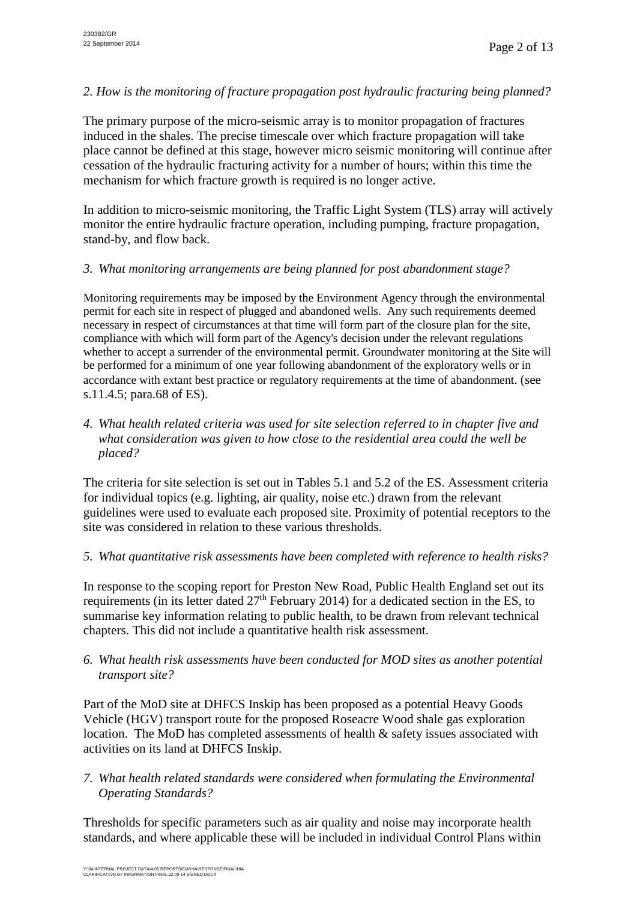*2. How is the monitoring of fracture propagation post hydraulic fracturing being planned?*

The primary purpose of the micro-seismic array is to monitor propagation of fractures induced in the shales. The precise timescale over which fracture propagation will take place cannot be defined at this stage, however micro seismic monitoring will continue after cessation of the hydraulic fracturing activity for a number of hours; within this time the mechanism for which fracture growth is required is no longer active.

In addition to micro-seismic monitoring, the Traffic Light System (TLS) array will actively monitor the entire hydraulic fracture operation, including pumping, fracture propagation, stand-by, and flow back.

*3. What monitoring arrangements are being planned for post abandonment stage?*

Monitoring requirements may be imposed by the Environment Agency through the environmental permit for each site in respect of plugged and abandoned wells. Any such requirements deemed necessary in respect of circumstances at that time will form part of the closure plan for the site, compliance with which will form part of the Agency's decision under the relevant regulations whether to accept a surrender of the environmental permit. Groundwater monitoring at the Site will be performed for a minimum of one year following abandonment of the exploratory wells or in accordance with extant best practice or regulatory requirements at the time of abandonment. (see s.11.4.5; para.68 of ES).

*4. What health related criteria was used for site selection referred to in chapter five and what consideration was given to how close to the residential area could the well be placed?*

The criteria for site selection is set out in Tables 5.1 and 5.2 of the ES. Assessment criteria for individual topics (e.g. lighting, air quality, noise etc.) drawn from the relevant guidelines were used to evaluate each proposed site. Proximity of potential receptors to the site was considered in relation to these various thresholds.

*5. What quantitative risk assessments have been completed with reference to health risks?*

In response to the scoping report for Preston New Road, Public Health England set out its requirements (in its letter dated 27th February 2014) for a dedicated section in the ES, to summarise key information relating to public health, to be drawn from relevant technical chapters. This did not include a quantitative health risk assessment.

*6. What health risk assessments have been conducted for MOD sites as another potential transport site?*

Part of the MoD site at DHFCS Inskip has been proposed as a potential Heavy Goods Vehicle (HGV) transport route for the proposed Roseacre Wood shale gas exploration location. The MoD has completed assessments of health & safety issues associated with activities on its land at DHFCS Inskip.

*7. What health related standards were considered when formulating the Environmental Operating Standards?*

Thresholds for specific parameters such as air quality and noise may incorporate health standards, and where applicable these will be included in individual Control Plans within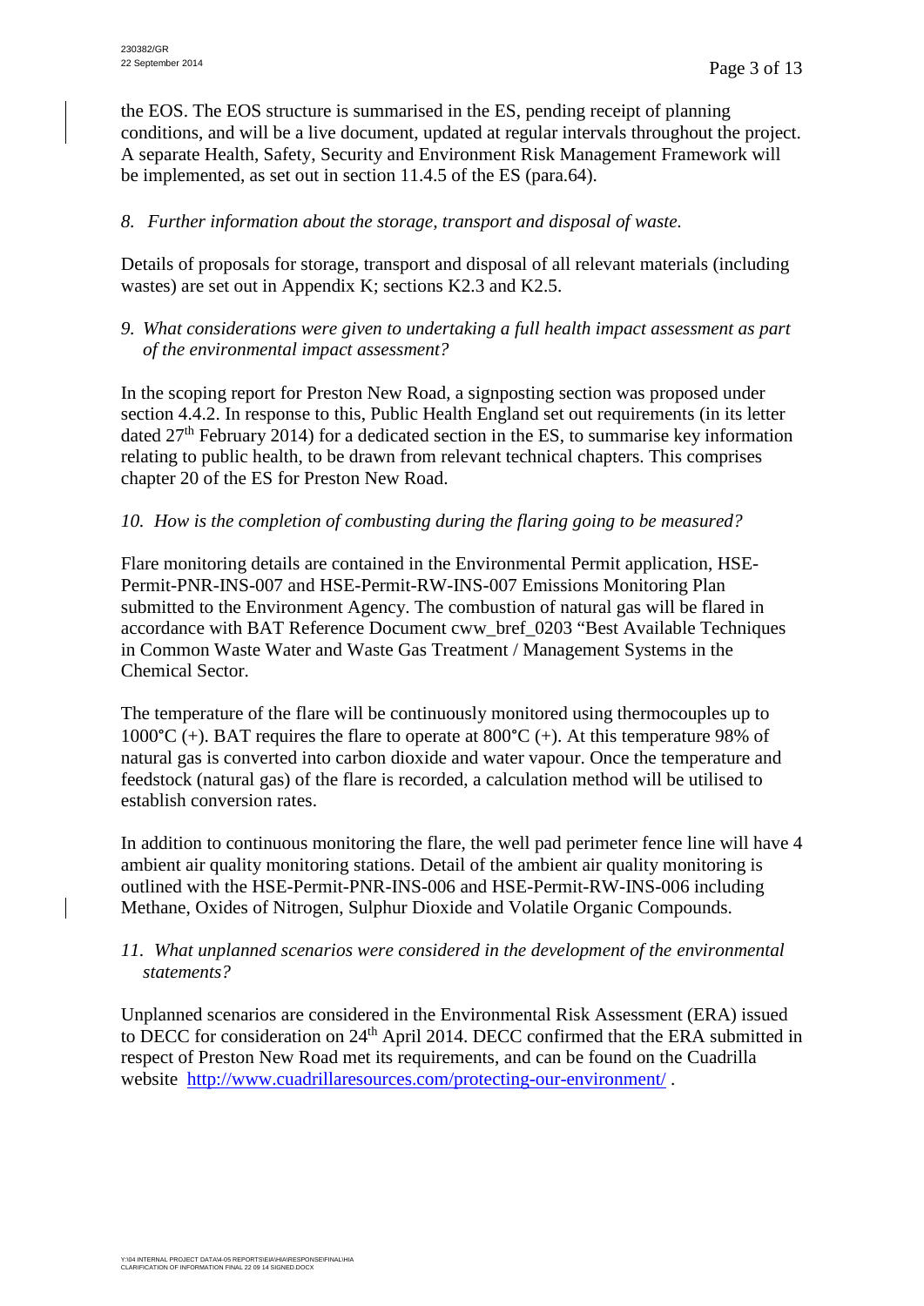the EOS. The EOS structure is summarised in the ES, pending receipt of planning conditions, and will be a live document, updated at regular intervals throughout the project. A separate Health, Safety, Security and Environment Risk Management Framework will be implemented, as set out in section 11.4.5 of the ES (para.64).

*8. Further information about the storage, transport and disposal of waste.*

Details of proposals for storage, transport and disposal of all relevant materials (including wastes) are set out in Appendix K; sections K2.3 and K2.5.

*9. What considerations were given to undertaking a full health impact assessment as part of the environmental impact assessment?*

In the scoping report for Preston New Road, a signposting section was proposed under section 4.4.2. In response to this, Public Health England set out requirements (in its letter dated 27th February 2014) for a dedicated section in the ES, to summarise key information relating to public health, to be drawn from relevant technical chapters. This comprises chapter 20 of the ES for Preston New Road.

*10. How is the completion of combusting during the flaring going to be measured?*

Flare monitoring details are contained in the Environmental Permit application, HSE-Permit-PNR-INS-007 and HSE-Permit-RW-INS-007 Emissions Monitoring Plan submitted to the Environment Agency. The combustion of natural gas will be flared in accordance with BAT Reference Document cww_bref_0203 "Best Available Techniques in Common Waste Water and Waste Gas Treatment / Management Systems in the Chemical Sector.

The temperature of the flare will be continuously monitored using thermocouples up to 1000°C (+). BAT requires the flare to operate at 800°C (+). At this temperature 98% of natural gas is converted into carbon dioxide and water vapour. Once the temperature and feedstock (natural gas) of the flare is recorded, a calculation method will be utilised to establish conversion rates.

In addition to continuous monitoring the flare, the well pad perimeter fence line will have 4 ambient air quality monitoring stations. Detail of the ambient air quality monitoring is outlined with the HSE-Permit-PNR-INS-006 and HSE-Permit-RW-INS-006 including Methane, Oxides of Nitrogen, Sulphur Dioxide and Volatile Organic Compounds.

*11. What unplanned scenarios were considered in the development of the environmental statements?*

Unplanned scenarios are considered in the Environmental Risk Assessment (ERA) issued to DECC for consideration on 24th April 2014. DECC confirmed that the ERA submitted in respect of Preston New Road met its requirements, and can be found on the Cuadrilla website http://www.cuadrillaresources.com/protecting-our-environment/ .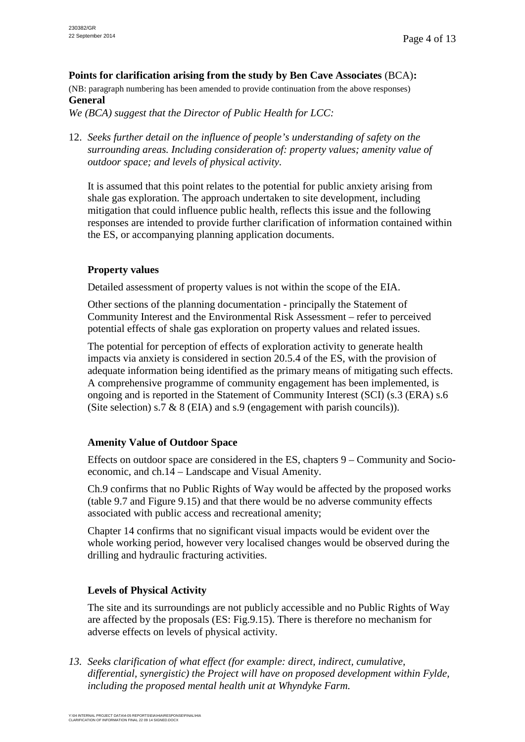**Points for clarification arising from the study by Ben Cave Associates** (BCA)**:**

(NB: paragraph numbering has been amended to provide continuation from the above responses)

**General**

*We (BCA) suggest that the Director of Public Health for LCC:*

12. *Seeks further detail on the influence of people's understanding of safety on the surrounding areas. Including consideration of: property values; amenity value of outdoor space; and levels of physical activity.*

    It is assumed that this point relates to the potential for public anxiety arising from shale gas exploration. The approach undertaken to site development, including mitigation that could influence public health, reflects this issue and the following responses are intended to provide further clarification of information contained within the ES, or accompanying planning application documents.

    **Property values**

    Detailed assessment of property values is not within the scope of the EIA.

    Other sections of the planning documentation - principally the Statement of Community Interest and the Environmental Risk Assessment – refer to perceived potential effects of shale gas exploration on property values and related issues.

    The potential for perception of effects of exploration activity to generate health impacts via anxiety is considered in section 20.5.4 of the ES, with the provision of adequate information being identified as the primary means of mitigating such effects. A comprehensive programme of community engagement has been implemented, is ongoing and is reported in the Statement of Community Interest (SCI) (s.3 (ERA) s.6 (Site selection) s.7 & 8 (EIA) and s.9 (engagement with parish councils)).

    **Amenity Value of Outdoor Space**

    Effects on outdoor space are considered in the ES, chapters 9 – Community and Socio-economic, and ch.14 – Landscape and Visual Amenity.

    Ch.9 confirms that no Public Rights of Way would be affected by the proposed works (table 9.7 and Figure 9.15) and that there would be no adverse community effects associated with public access and recreational amenity;

    Chapter 14 confirms that no significant visual impacts would be evident over the whole working period, however very localised changes would be observed during the drilling and hydraulic fracturing activities.

    **Levels of Physical Activity**

    The site and its surroundings are not publicly accessible and no Public Rights of Way are affected by the proposals (ES: Fig.9.15). There is therefore no mechanism for adverse effects on levels of physical activity.

13. *Seeks clarification of what effect (for example: direct, indirect, cumulative, differential, synergistic) the Project will have on proposed development within Fylde, including the proposed mental health unit at Whyndyke Farm.*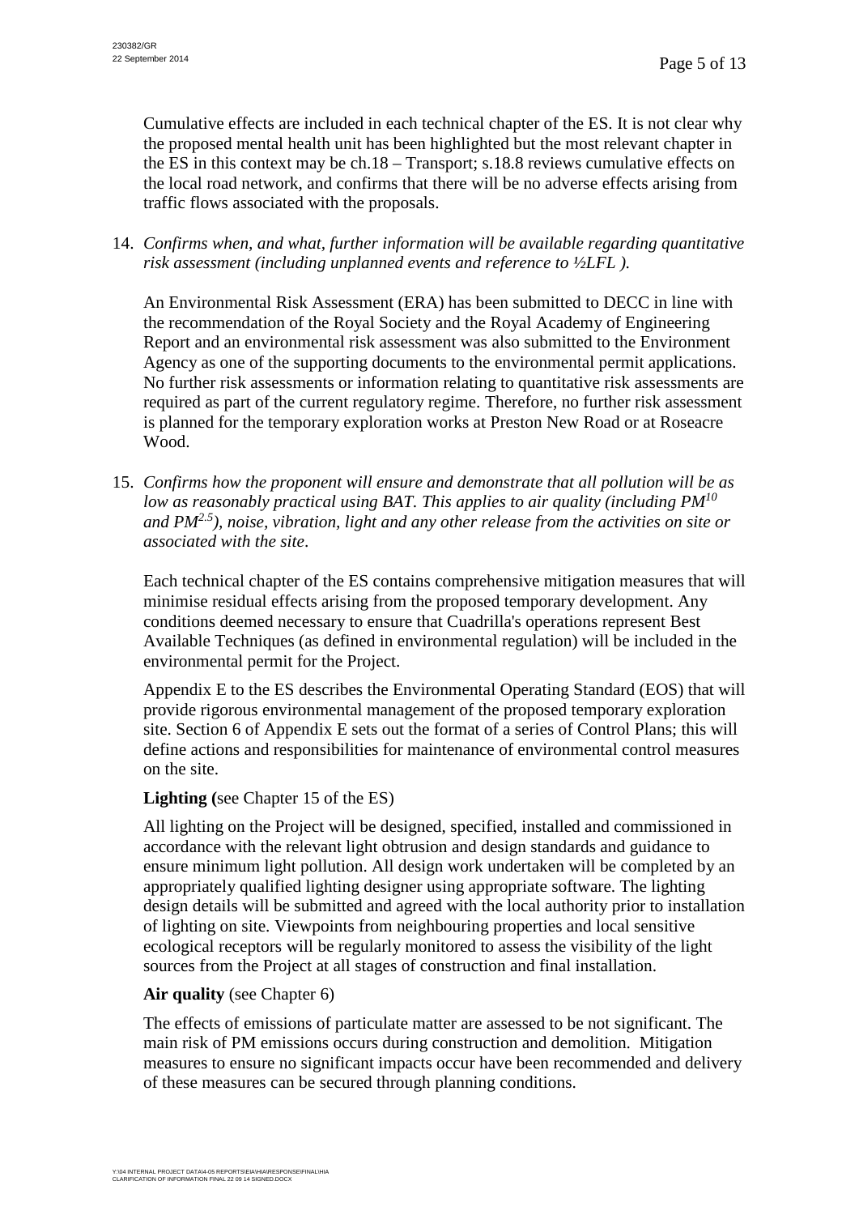Cumulative effects are included in each technical chapter of the ES. It is not clear why the proposed mental health unit has been highlighted but the most relevant chapter in the ES in this context may be ch.18 – Transport; s.18.8 reviews cumulative effects on the local road network, and confirms that there will be no adverse effects arising from traffic flows associated with the proposals.

14. *Confirms when, and what, further information will be available regarding quantitative risk assessment (including unplanned events and reference to ½LFL ).*

    An Environmental Risk Assessment (ERA) has been submitted to DECC in line with the recommendation of the Royal Society and the Royal Academy of Engineering Report and an environmental risk assessment was also submitted to the Environment Agency as one of the supporting documents to the environmental permit applications. No further risk assessments or information relating to quantitative risk assessments are required as part of the current regulatory regime. Therefore, no further risk assessment is planned for the temporary exploration works at Preston New Road or at Roseacre Wood.

15. *Confirms how the proponent will ensure and demonstrate that all pollution will be as low as reasonably practical using BAT. This applies to air quality (including $PM^{10}$ and $PM^{2.5}$), noise, vibration, light and any other release from the activities on site or associated with the site.*

    Each technical chapter of the ES contains comprehensive mitigation measures that will minimise residual effects arising from the proposed temporary development. Any conditions deemed necessary to ensure that Cuadrilla's operations represent Best Available Techniques (as defined in environmental regulation) will be included in the environmental permit for the Project.

    Appendix E to the ES describes the Environmental Operating Standard (EOS) that will provide rigorous environmental management of the proposed temporary exploration site. Section 6 of Appendix E sets out the format of a series of Control Plans; this will define actions and responsibilities for maintenance of environmental control measures on the site.

    **Lighting (**see Chapter 15 of the ES)

    All lighting on the Project will be designed, specified, installed and commissioned in accordance with the relevant light obtrusion and design standards and guidance to ensure minimum light pollution. All design work undertaken will be completed by an appropriately qualified lighting designer using appropriate software. The lighting design details will be submitted and agreed with the local authority prior to installation of lighting on site. Viewpoints from neighbouring properties and local sensitive ecological receptors will be regularly monitored to assess the visibility of the light sources from the Project at all stages of construction and final installation.

    **Air quality** (see Chapter 6)

    The effects of emissions of particulate matter are assessed to be not significant. The main risk of PM emissions occurs during construction and demolition. Mitigation measures to ensure no significant impacts occur have been recommended and delivery of these measures can be secured through planning conditions.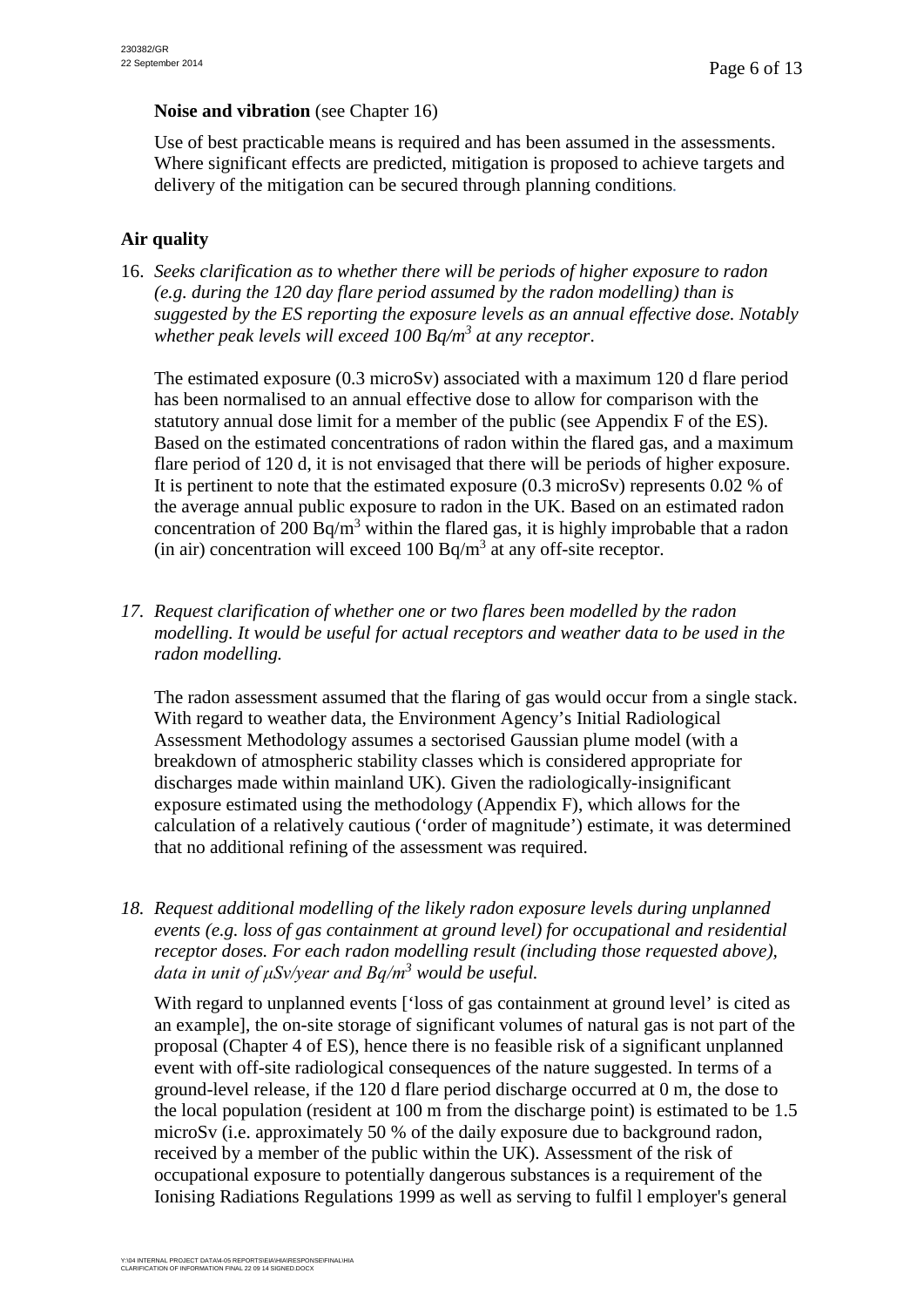**Noise and vibration** (see Chapter 16)

Use of best practicable means is required and has been assumed in the assessments. Where significant effects are predicted, mitigation is proposed to achieve targets and delivery of the mitigation can be secured through planning conditions.

## Air quality

16. *Seeks clarification as to whether there will be periods of higher exposure to radon (e.g. during the 120 day flare period assumed by the radon modelling) than is suggested by the ES reporting the exposure levels as an annual effective dose. Notably whether peak levels will exceed 100 Bq/m$^3$ at any receptor*.

    The estimated exposure (0.3 microSv) associated with a maximum 120 d flare period has been normalised to an annual effective dose to allow for comparison with the statutory annual dose limit for a member of the public (see Appendix F of the ES). Based on the estimated concentrations of radon within the flared gas, and a maximum flare period of 120 d, it is not envisaged that there will be periods of higher exposure. It is pertinent to note that the estimated exposure (0.3 microSv) represents 0.02 % of the average annual public exposure to radon in the UK. Based on an estimated radon concentration of 200 Bq/m$^3$ within the flared gas, it is highly improbable that a radon (in air) concentration will exceed 100 Bq/m$^3$ at any off-site receptor.

17. *Request clarification of whether one or two flares been modelled by the radon modelling. It would be useful for actual receptors and weather data to be used in the radon modelling.*

    The radon assessment assumed that the flaring of gas would occur from a single stack. With regard to weather data, the Environment Agency's Initial Radiological Assessment Methodology assumes a sectorised Gaussian plume model (with a breakdown of atmospheric stability classes which is considered appropriate for discharges made within mainland UK). Given the radiologically-insignificant exposure estimated using the methodology (Appendix F), which allows for the calculation of a relatively cautious ('order of magnitude') estimate, it was determined that no additional refining of the assessment was required.

18. *Request additional modelling of the likely radon exposure levels during unplanned events (e.g. loss of gas containment at ground level) for occupational and residential receptor doses. For each radon modelling result (including those requested above), data in unit of μSv/year and Bq/m$^3$ would be useful.*

    With regard to unplanned events ['loss of gas containment at ground level' is cited as an example], the on-site storage of significant volumes of natural gas is not part of the proposal (Chapter 4 of ES), hence there is no feasible risk of a significant unplanned event with off-site radiological consequences of the nature suggested. In terms of a ground-level release, if the 120 d flare period discharge occurred at 0 m, the dose to the local population (resident at 100 m from the discharge point) is estimated to be 1.5 microSv (i.e. approximately 50 % of the daily exposure due to background radon, received by a member of the public within the UK). Assessment of the risk of occupational exposure to potentially dangerous substances is a requirement of the Ionising Radiations Regulations 1999 as well as serving to fulfil l employer's general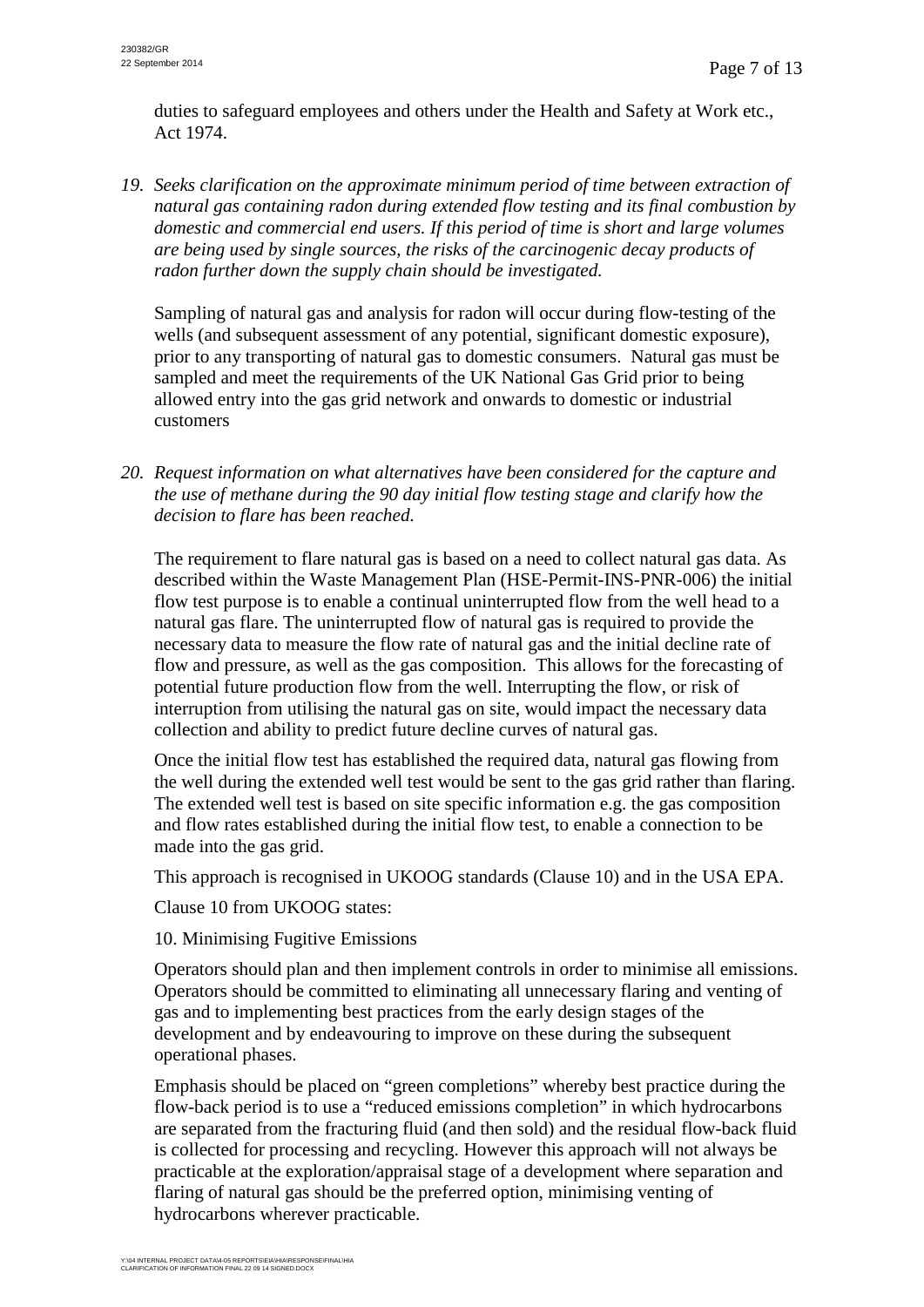duties to safeguard employees and others under the Health and Safety at Work etc., Act 1974.

19. *Seeks clarification on the approximate minimum period of time between extraction of natural gas containing radon during extended flow testing and its final combustion by domestic and commercial end users. If this period of time is short and large volumes are being used by single sources, the risks of the carcinogenic decay products of radon further down the supply chain should be investigated.*

    Sampling of natural gas and analysis for radon will occur during flow-testing of the wells (and subsequent assessment of any potential, significant domestic exposure), prior to any transporting of natural gas to domestic consumers. Natural gas must be sampled and meet the requirements of the UK National Gas Grid prior to being allowed entry into the gas grid network and onwards to domestic or industrial customers

20. *Request information on what alternatives have been considered for the capture and the use of methane during the 90 day initial flow testing stage and clarify how the decision to flare has been reached.*

    The requirement to flare natural gas is based on a need to collect natural gas data. As described within the Waste Management Plan (HSE-Permit-INS-PNR-006) the initial flow test purpose is to enable a continual uninterrupted flow from the well head to a natural gas flare. The uninterrupted flow of natural gas is required to provide the necessary data to measure the flow rate of natural gas and the initial decline rate of flow and pressure, as well as the gas composition. This allows for the forecasting of potential future production flow from the well. Interrupting the flow, or risk of interruption from utilising the natural gas on site, would impact the necessary data collection and ability to predict future decline curves of natural gas.

    Once the initial flow test has established the required data, natural gas flowing from the well during the extended well test would be sent to the gas grid rather than flaring. The extended well test is based on site specific information e.g. the gas composition and flow rates established during the initial flow test, to enable a connection to be made into the gas grid.

    This approach is recognised in UKOOG standards (Clause 10) and in the USA EPA.

    Clause 10 from UKOOG states:

    10. Minimising Fugitive Emissions

    Operators should plan and then implement controls in order to minimise all emissions. Operators should be committed to eliminating all unnecessary flaring and venting of gas and to implementing best practices from the early design stages of the development and by endeavouring to improve on these during the subsequent operational phases.

    Emphasis should be placed on "green completions" whereby best practice during the flow-back period is to use a "reduced emissions completion" in which hydrocarbons are separated from the fracturing fluid (and then sold) and the residual flow-back fluid is collected for processing and recycling. However this approach will not always be practicable at the exploration/appraisal stage of a development where separation and flaring of natural gas should be the preferred option, minimising venting of hydrocarbons wherever practicable.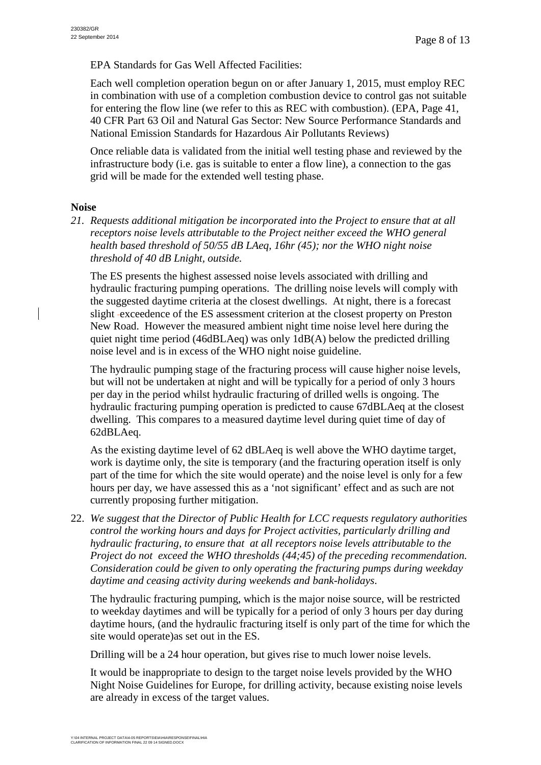EPA Standards for Gas Well Affected Facilities:

Each well completion operation begun on or after January 1, 2015, must employ REC in combination with use of a completion combustion device to control gas not suitable for entering the flow line (we refer to this as REC with combustion). (EPA, Page 41, 40 CFR Part 63 Oil and Natural Gas Sector: New Source Performance Standards and National Emission Standards for Hazardous Air Pollutants Reviews)

Once reliable data is validated from the initial well testing phase and reviewed by the infrastructure body (i.e. gas is suitable to enter a flow line), a connection to the gas grid will be made for the extended well testing phase.

**Noise**

21. *Requests additional mitigation be incorporated into the Project to ensure that at all receptors noise levels attributable to the Project neither exceed the WHO general health based threshold of 50/55 dB LAeq, 16hr (45); nor the WHO night noise threshold of 40 dB Lnight, outside.*

 The ES presents the highest assessed noise levels associated with drilling and hydraulic fracturing pumping operations. The drilling noise levels will comply with the suggested daytime criteria at the closest dwellings. At night, there is a forecast slight exceedence of the ES assessment criterion at the closest property on Preston New Road. However the measured ambient night time noise level here during the quiet night time period (46dBLAeq) was only 1dB(A) below the predicted drilling noise level and is in excess of the WHO night noise guideline.

 The hydraulic pumping stage of the fracturing process will cause higher noise levels, but will not be undertaken at night and will be typically for a period of only 3 hours per day in the period whilst hydraulic fracturing of drilled wells is ongoing. The hydraulic fracturing pumping operation is predicted to cause 67dBLAeq at the closest dwelling. This compares to a measured daytime level during quiet time of day of 62dBLAeq.

 As the existing daytime level of 62 dBLAeq is well above the WHO daytime target, work is daytime only, the site is temporary (and the fracturing operation itself is only part of the time for which the site would operate) and the noise level is only for a few hours per day, we have assessed this as a 'not significant' effect and as such are not currently proposing further mitigation.

22. *We suggest that the Director of Public Health for LCC requests regulatory authorities control the working hours and days for Project activities, particularly drilling and hydraulic fracturing, to ensure that at all receptors noise levels attributable to the Project do not exceed the WHO thresholds (44;45) of the preceding recommendation. Consideration could be given to only operating the fracturing pumps during weekday daytime and ceasing activity during weekends and bank-holidays.*

 The hydraulic fracturing pumping, which is the major noise source, will be restricted to weekday daytimes and will be typically for a period of only 3 hours per day during daytime hours, (and the hydraulic fracturing itself is only part of the time for which the site would operate)as set out in the ES.

 Drilling will be a 24 hour operation, but gives rise to much lower noise levels.

 It would be inappropriate to design to the target noise levels provided by the WHO Night Noise Guidelines for Europe, for drilling activity, because existing noise levels are already in excess of the target values.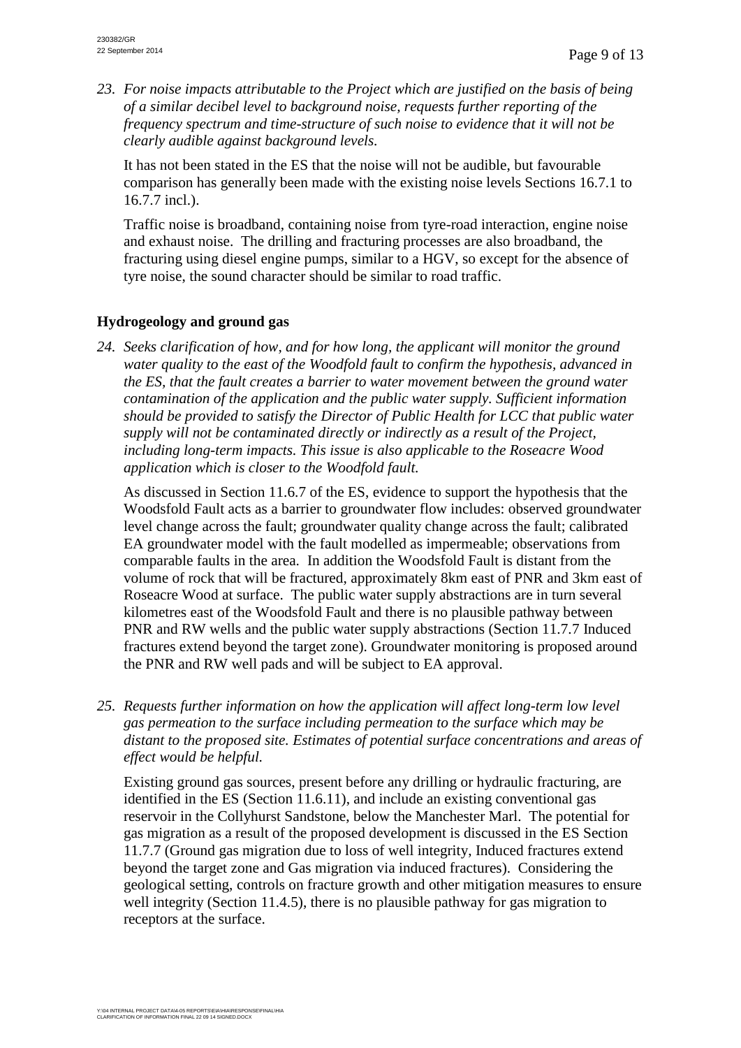23. *For noise impacts attributable to the Project which are justified on the basis of being of a similar decibel level to background noise, requests further reporting of the frequency spectrum and time-structure of such noise to evidence that it will not be clearly audible against background levels.*

    It has not been stated in the ES that the noise will not be audible, but favourable comparison has generally been made with the existing noise levels Sections 16.7.1 to 16.7.7 incl.).

    Traffic noise is broadband, containing noise from tyre-road interaction, engine noise and exhaust noise. The drilling and fracturing processes are also broadband, the fracturing using diesel engine pumps, similar to a HGV, so except for the absence of tyre noise, the sound character should be similar to road traffic.

**Hydrogeology and ground gas**

24. *Seeks clarification of how, and for how long, the applicant will monitor the ground water quality to the east of the Woodfold fault to confirm the hypothesis, advanced in the ES, that the fault creates a barrier to water movement between the ground water contamination of the application and the public water supply. Sufficient information should be provided to satisfy the Director of Public Health for LCC that public water supply will not be contaminated directly or indirectly as a result of the Project, including long-term impacts. This issue is also applicable to the Roseacre Wood application which is closer to the Woodfold fault.*

    As discussed in Section 11.6.7 of the ES, evidence to support the hypothesis that the Woodsfold Fault acts as a barrier to groundwater flow includes: observed groundwater level change across the fault; groundwater quality change across the fault; calibrated EA groundwater model with the fault modelled as impermeable; observations from comparable faults in the area. In addition the Woodsfold Fault is distant from the volume of rock that will be fractured, approximately 8km east of PNR and 3km east of Roseacre Wood at surface. The public water supply abstractions are in turn several kilometres east of the Woodsfold Fault and there is no plausible pathway between PNR and RW wells and the public water supply abstractions (Section 11.7.7 Induced fractures extend beyond the target zone). Groundwater monitoring is proposed around the PNR and RW well pads and will be subject to EA approval.

25. *Requests further information on how the application will affect long-term low level gas permeation to the surface including permeation to the surface which may be distant to the proposed site. Estimates of potential surface concentrations and areas of effect would be helpful.*

    Existing ground gas sources, present before any drilling or hydraulic fracturing, are identified in the ES (Section 11.6.11), and include an existing conventional gas reservoir in the Collyhurst Sandstone, below the Manchester Marl. The potential for gas migration as a result of the proposed development is discussed in the ES Section 11.7.7 (Ground gas migration due to loss of well integrity, Induced fractures extend beyond the target zone and Gas migration via induced fractures). Considering the geological setting, controls on fracture growth and other mitigation measures to ensure well integrity (Section 11.4.5), there is no plausible pathway for gas migration to receptors at the surface.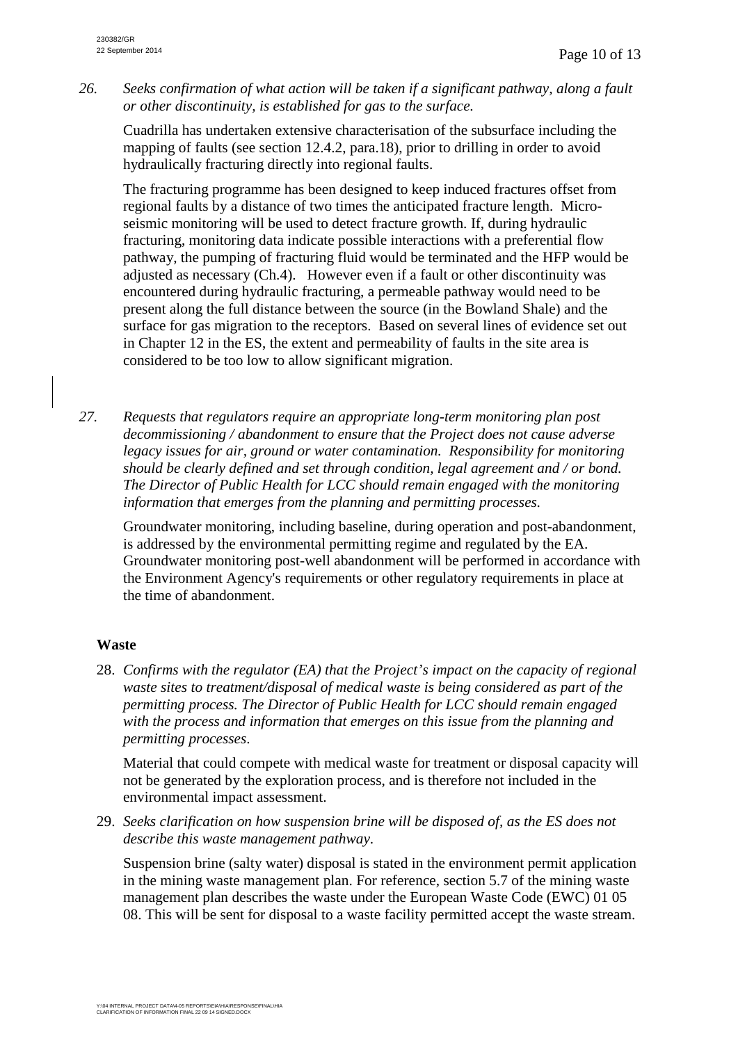*26. Seeks confirmation of what action will be taken if a significant pathway, along a fault or other discontinuity, is established for gas to the surface.*

Cuadrilla has undertaken extensive characterisation of the subsurface including the mapping of faults (see section 12.4.2, para.18), prior to drilling in order to avoid hydraulically fracturing directly into regional faults.

The fracturing programme has been designed to keep induced fractures offset from regional faults by a distance of two times the anticipated fracture length. Micro-seismic monitoring will be used to detect fracture growth. If, during hydraulic fracturing, monitoring data indicate possible interactions with a preferential flow pathway, the pumping of fracturing fluid would be terminated and the HFP would be adjusted as necessary (Ch.4). However even if a fault or other discontinuity was encountered during hydraulic fracturing, a permeable pathway would need to be present along the full distance between the source (in the Bowland Shale) and the surface for gas migration to the receptors. Based on several lines of evidence set out in Chapter 12 in the ES, the extent and permeability of faults in the site area is considered to be too low to allow significant migration.

*27. Requests that regulators require an appropriate long-term monitoring plan post decommissioning / abandonment to ensure that the Project does not cause adverse legacy issues for air, ground or water contamination. Responsibility for monitoring should be clearly defined and set through condition, legal agreement and / or bond. The Director of Public Health for LCC should remain engaged with the monitoring information that emerges from the planning and permitting processes.*

Groundwater monitoring, including baseline, during operation and post-abandonment, is addressed by the environmental permitting regime and regulated by the EA. Groundwater monitoring post-well abandonment will be performed in accordance with the Environment Agency's requirements or other regulatory requirements in place at the time of abandonment.

## Waste

28. *Confirms with the regulator (EA) that the Project's impact on the capacity of regional waste sites to treatment/disposal of medical waste is being considered as part of the permitting process. The Director of Public Health for LCC should remain engaged with the process and information that emerges on this issue from the planning and permitting processes.*

Material that could compete with medical waste for treatment or disposal capacity will not be generated by the exploration process, and is therefore not included in the environmental impact assessment.

29. *Seeks clarification on how suspension brine will be disposed of, as the ES does not describe this waste management pathway.*

Suspension brine (salty water) disposal is stated in the environment permit application in the mining waste management plan. For reference, section 5.7 of the mining waste management plan describes the waste under the European Waste Code (EWC) 01 05 08. This will be sent for disposal to a waste facility permitted accept the waste stream.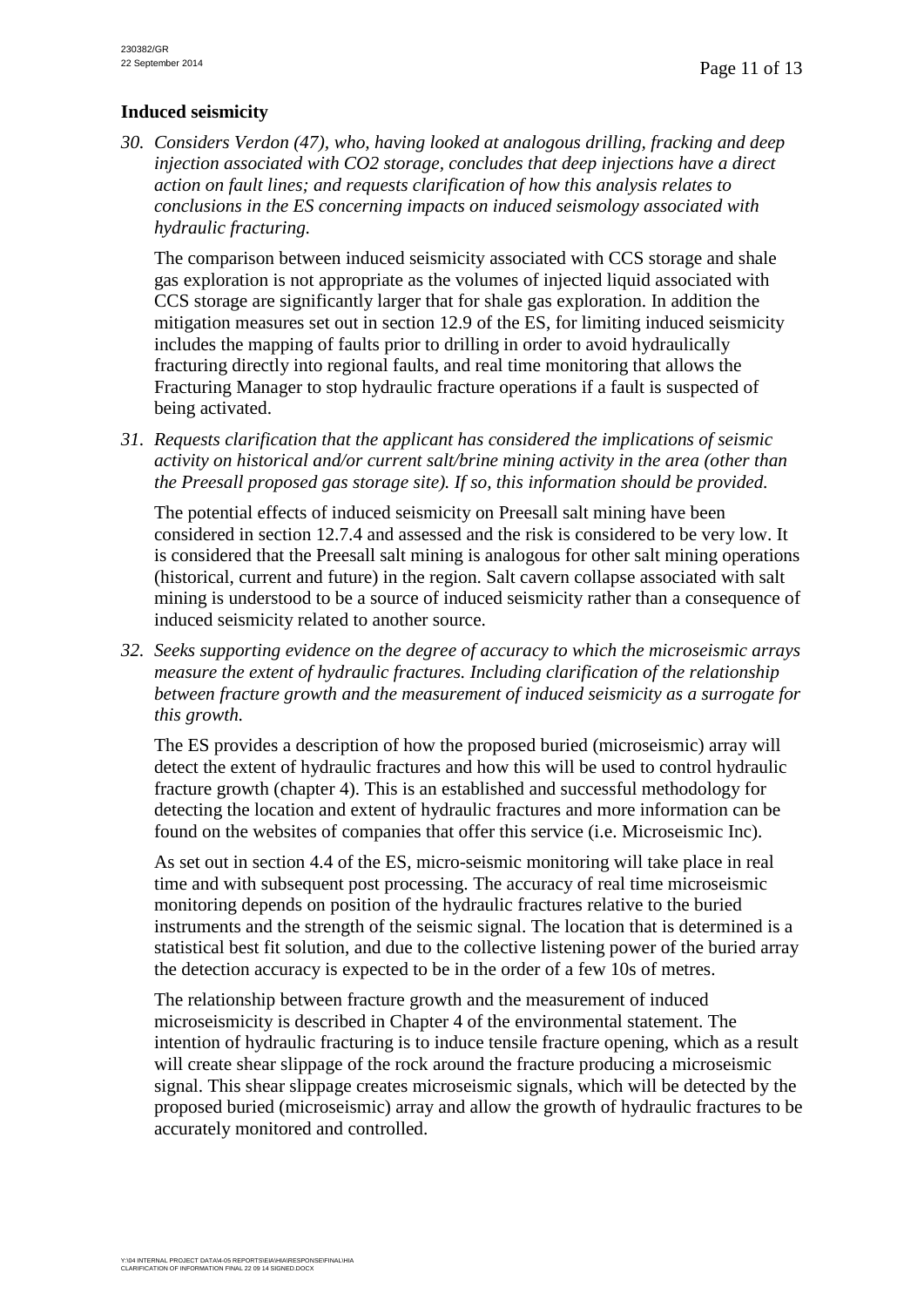## Induced seismicity

30. *Considers Verdon (47), who, having looked at analogous drilling, fracking and deep injection associated with CO2 storage, concludes that deep injections have a direct action on fault lines; and requests clarification of how this analysis relates to conclusions in the ES concerning impacts on induced seismology associated with hydraulic fracturing.*

    The comparison between induced seismicity associated with CCS storage and shale gas exploration is not appropriate as the volumes of injected liquid associated with CCS storage are significantly larger that for shale gas exploration. In addition the mitigation measures set out in section 12.9 of the ES, for limiting induced seismicity includes the mapping of faults prior to drilling in order to avoid hydraulically fracturing directly into regional faults, and real time monitoring that allows the Fracturing Manager to stop hydraulic fracture operations if a fault is suspected of being activated.

31. *Requests clarification that the applicant has considered the implications of seismic activity on historical and/or current salt/brine mining activity in the area (other than the Preesall proposed gas storage site). If so, this information should be provided.*

    The potential effects of induced seismicity on Preesall salt mining have been considered in section 12.7.4 and assessed and the risk is considered to be very low. It is considered that the Preesall salt mining is analogous for other salt mining operations (historical, current and future) in the region. Salt cavern collapse associated with salt mining is understood to be a source of induced seismicity rather than a consequence of induced seismicity related to another source.

32. *Seeks supporting evidence on the degree of accuracy to which the microseismic arrays measure the extent of hydraulic fractures. Including clarification of the relationship between fracture growth and the measurement of induced seismicity as a surrogate for this growth.*

    The ES provides a description of how the proposed buried (microseismic) array will detect the extent of hydraulic fractures and how this will be used to control hydraulic fracture growth (chapter 4). This is an established and successful methodology for detecting the location and extent of hydraulic fractures and more information can be found on the websites of companies that offer this service (i.e. Microseismic Inc).

    As set out in section 4.4 of the ES, micro-seismic monitoring will take place in real time and with subsequent post processing. The accuracy of real time microseismic monitoring depends on position of the hydraulic fractures relative to the buried instruments and the strength of the seismic signal. The location that is determined is a statistical best fit solution, and due to the collective listening power of the buried array the detection accuracy is expected to be in the order of a few 10s of metres.

    The relationship between fracture growth and the measurement of induced microseismicity is described in Chapter 4 of the environmental statement. The intention of hydraulic fracturing is to induce tensile fracture opening, which as a result will create shear slippage of the rock around the fracture producing a microseismic signal. This shear slippage creates microseismic signals, which will be detected by the proposed buried (microseismic) array and allow the growth of hydraulic fractures to be accurately monitored and controlled.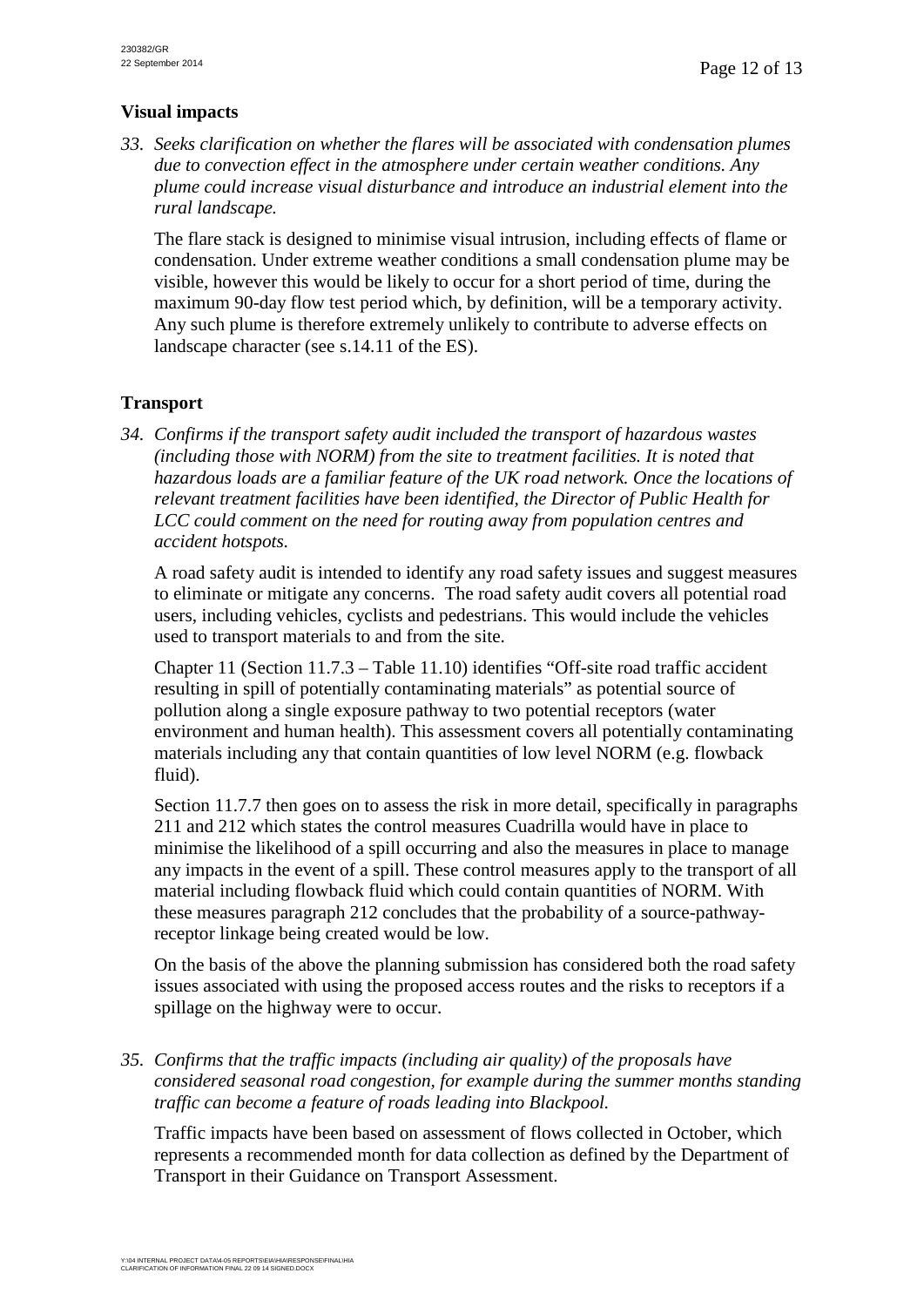## Visual impacts

*33. Seeks clarification on whether the flares will be associated with condensation plumes due to convection effect in the atmosphere under certain weather conditions. Any plume could increase visual disturbance and introduce an industrial element into the rural landscape.*

The flare stack is designed to minimise visual intrusion, including effects of flame or condensation. Under extreme weather conditions a small condensation plume may be visible, however this would be likely to occur for a short period of time, during the maximum 90-day flow test period which, by definition, will be a temporary activity. Any such plume is therefore extremely unlikely to contribute to adverse effects on landscape character (see s.14.11 of the ES).

## Transport

*34. Confirms if the transport safety audit included the transport of hazardous wastes (including those with NORM) from the site to treatment facilities. It is noted that hazardous loads are a familiar feature of the UK road network. Once the locations of relevant treatment facilities have been identified, the Director of Public Health for LCC could comment on the need for routing away from population centres and accident hotspots.*

A road safety audit is intended to identify any road safety issues and suggest measures to eliminate or mitigate any concerns. The road safety audit covers all potential road users, including vehicles, cyclists and pedestrians. This would include the vehicles used to transport materials to and from the site.

Chapter 11 (Section 11.7.3 – Table 11.10) identifies "Off-site road traffic accident resulting in spill of potentially contaminating materials" as potential source of pollution along a single exposure pathway to two potential receptors (water environment and human health). This assessment covers all potentially contaminating materials including any that contain quantities of low level NORM (e.g. flowback fluid).

Section 11.7.7 then goes on to assess the risk in more detail, specifically in paragraphs 211 and 212 which states the control measures Cuadrilla would have in place to minimise the likelihood of a spill occurring and also the measures in place to manage any impacts in the event of a spill. These control measures apply to the transport of all material including flowback fluid which could contain quantities of NORM. With these measures paragraph 212 concludes that the probability of a source-pathway-receptor linkage being created would be low.

On the basis of the above the planning submission has considered both the road safety issues associated with using the proposed access routes and the risks to receptors if a spillage on the highway were to occur.

*35. Confirms that the traffic impacts (including air quality) of the proposals have considered seasonal road congestion, for example during the summer months standing traffic can become a feature of roads leading into Blackpool.*

Traffic impacts have been based on assessment of flows collected in October, which represents a recommended month for data collection as defined by the Department of Transport in their Guidance on Transport Assessment.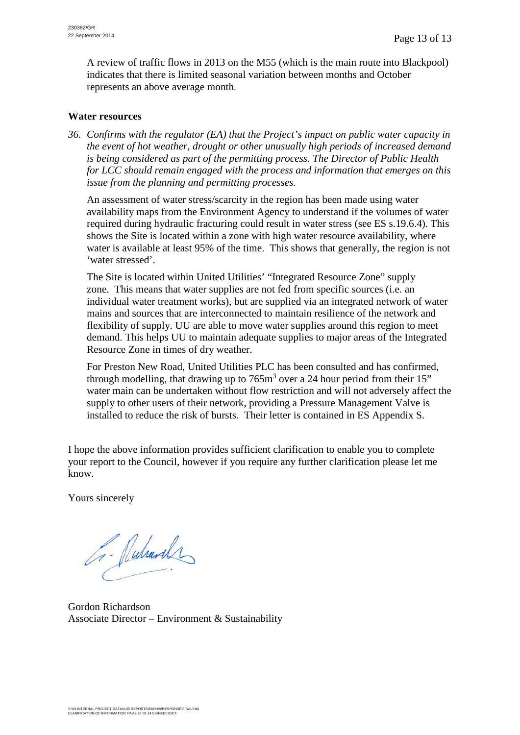A review of traffic flows in 2013 on the M55 (which is the main route into Blackpool) indicates that there is limited seasonal variation between months and October represents an above average month.

### Water resources

36. *Confirms with the regulator (EA) that the Project's impact on public water capacity in the event of hot weather, drought or other unusually high periods of increased demand is being considered as part of the permitting process. The Director of Public Health for LCC should remain engaged with the process and information that emerges on this issue from the planning and permitting processes.*

 An assessment of water stress/scarcity in the region has been made using water availability maps from the Environment Agency to understand if the volumes of water required during hydraulic fracturing could result in water stress (see ES s.19.6.4). This shows the Site is located within a zone with high water resource availability, where water is available at least 95% of the time. This shows that generally, the region is not 'water stressed'.

 The Site is located within United Utilities' "Integrated Resource Zone" supply zone. This means that water supplies are not fed from specific sources (i.e. an individual water treatment works), but are supplied via an integrated network of water mains and sources that are interconnected to maintain resilience of the network and flexibility of supply. UU are able to move water supplies around this region to meet demand. This helps UU to maintain adequate supplies to major areas of the Integrated Resource Zone in times of dry weather.

 For Preston New Road, United Utilities PLC has been consulted and has confirmed, through modelling, that drawing up to 765m$^3$ over a 24 hour period from their 15" water main can be undertaken without flow restriction and will not adversely affect the supply to other users of their network, providing a Pressure Management Valve is installed to reduce the risk of bursts. Their letter is contained in ES Appendix S.

I hope the above information provides sufficient clarification to enable you to complete your report to the Council, however if you require any further clarification please let me know.

Yours sincerely

Gordon Richardson
Associate Director – Environment & Sustainability